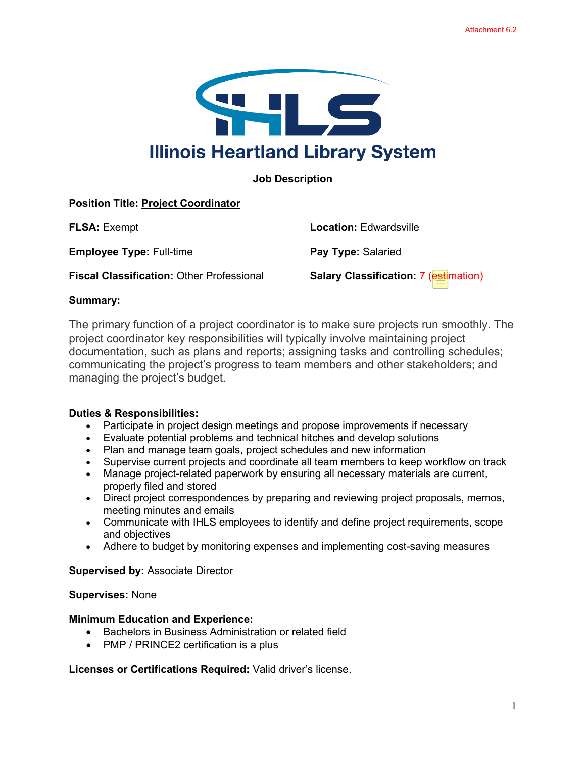Attachment 6.2

# Illinois Heartland Library System

## Job Description

**Position Title: Project Coordinator**

**FLSA:** Exempt

**Location:** Edwardsville

**Employee Type:** Full-time

**Pay Type:** Salaried

**Fiscal Classification:** Other Professional

**Salary Classification:** 7 (estimation)

**Summary:**

The primary function of a project coordinator is to make sure projects run smoothly. The project coordinator key responsibilities will typically involve maintaining project documentation, such as plans and reports; assigning tasks and controlling schedules; communicating the project's progress to team members and other stakeholders; and managing the project's budget.

**Duties & Responsibilities:**

- Participate in project design meetings and propose improvements if necessary
- Evaluate potential problems and technical hitches and develop solutions
- Plan and manage team goals, project schedules and new information
- Supervise current projects and coordinate all team members to keep workflow on track
- Manage project-related paperwork by ensuring all necessary materials are current, properly filed and stored
- Direct project correspondences by preparing and reviewing project proposals, memos, meeting minutes and emails
- Communicate with IHLS employees to identify and define project requirements, scope and objectives
- Adhere to budget by monitoring expenses and implementing cost-saving measures

**Supervised by:** Associate Director

**Supervises:** None

**Minimum Education and Experience:**

- Bachelors in Business Administration or related field
- PMP / PRINCE2 certification is a plus

**Licenses or Certifications Required:** Valid driver's license.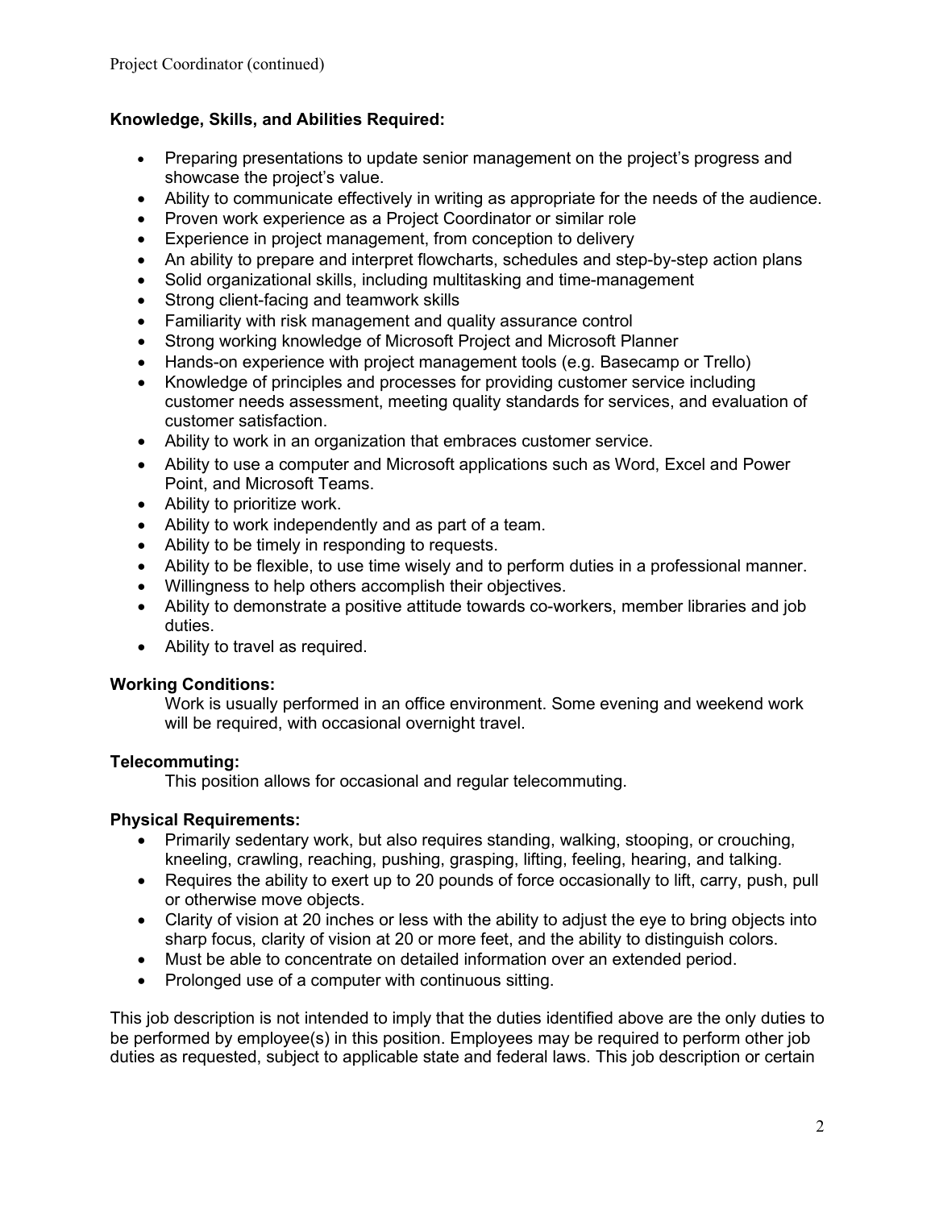## Knowledge, Skills, and Abilities Required:

- Preparing presentations to update senior management on the project's progress and showcase the project's value.
- Ability to communicate effectively in writing as appropriate for the needs of the audience.
- Proven work experience as a Project Coordinator or similar role
- Experience in project management, from conception to delivery
- An ability to prepare and interpret flowcharts, schedules and step-by-step action plans
- Solid organizational skills, including multitasking and time-management
- Strong client-facing and teamwork skills
- Familiarity with risk management and quality assurance control
- Strong working knowledge of Microsoft Project and Microsoft Planner
- Hands-on experience with project management tools (e.g. Basecamp or Trello)
- Knowledge of principles and processes for providing customer service including customer needs assessment, meeting quality standards for services, and evaluation of customer satisfaction.
- Ability to work in an organization that embraces customer service.
- Ability to use a computer and Microsoft applications such as Word, Excel and Power Point, and Microsoft Teams.
- Ability to prioritize work.
- Ability to work independently and as part of a team.
- Ability to be timely in responding to requests.
- Ability to be flexible, to use time wisely and to perform duties in a professional manner.
- Willingness to help others accomplish their objectives.
- Ability to demonstrate a positive attitude towards co-workers, member libraries and job duties.
- Ability to travel as required.

## Working Conditions:

Work is usually performed in an office environment. Some evening and weekend work will be required, with occasional overnight travel.

## Telecommuting:

This position allows for occasional and regular telecommuting.

## Physical Requirements:

- Primarily sedentary work, but also requires standing, walking, stooping, or crouching, kneeling, crawling, reaching, pushing, grasping, lifting, feeling, hearing, and talking.
- Requires the ability to exert up to 20 pounds of force occasionally to lift, carry, push, pull or otherwise move objects.
- Clarity of vision at 20 inches or less with the ability to adjust the eye to bring objects into sharp focus, clarity of vision at 20 or more feet, and the ability to distinguish colors.
- Must be able to concentrate on detailed information over an extended period.
- Prolonged use of a computer with continuous sitting.

This job description is not intended to imply that the duties identified above are the only duties to be performed by employee(s) in this position. Employees may be required to perform other job duties as requested, subject to applicable state and federal laws. This job description or certain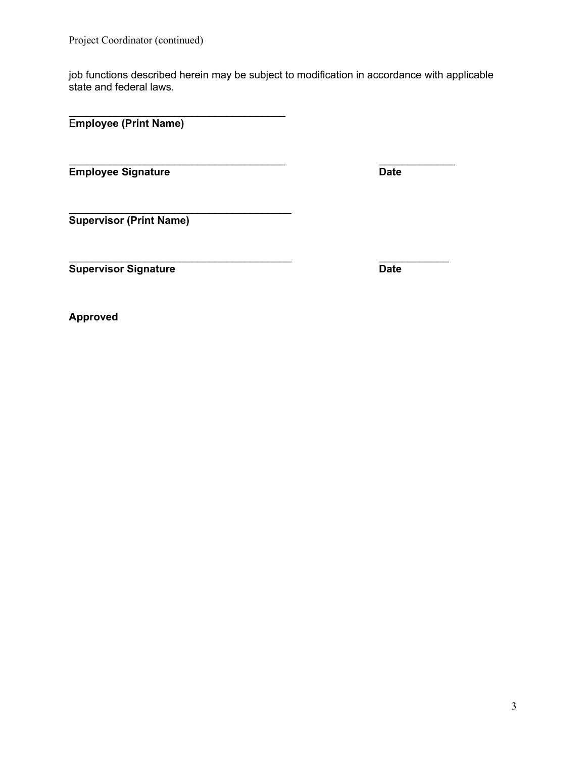job functions described herein may be subject to modification in accordance with applicable state and federal laws.

\_\_\_\_\_\_\_\_\_\_\_\_\_\_\_\_\_\_\_\_\_\_\_\_\_\_\_\_\_\_\_\_\_\_\_\_\_\_\_
**Employee (Print Name)**

\_\_\_\_\_\_\_\_\_\_\_\_\_\_\_\_\_\_\_\_\_\_\_\_\_\_\_\_\_\_\_\_\_\_\_\_\_\_\_ \_\_\_\_\_\_\_\_\_\_\_\_\_
**Employee Signature** **Date**

\_\_\_\_\_\_\_\_\_\_\_\_\_\_\_\_\_\_\_\_\_\_\_\_\_\_\_\_\_\_\_\_\_\_\_\_\_\_\_
**Supervisor (Print Name)**

\_\_\_\_\_\_\_\_\_\_\_\_\_\_\_\_\_\_\_\_\_\_\_\_\_\_\_\_\_\_\_\_\_\_\_\_\_\_\_ \_\_\_\_\_\_\_\_\_\_\_\_\_
**Supervisor Signature** **Date**

**Approved**